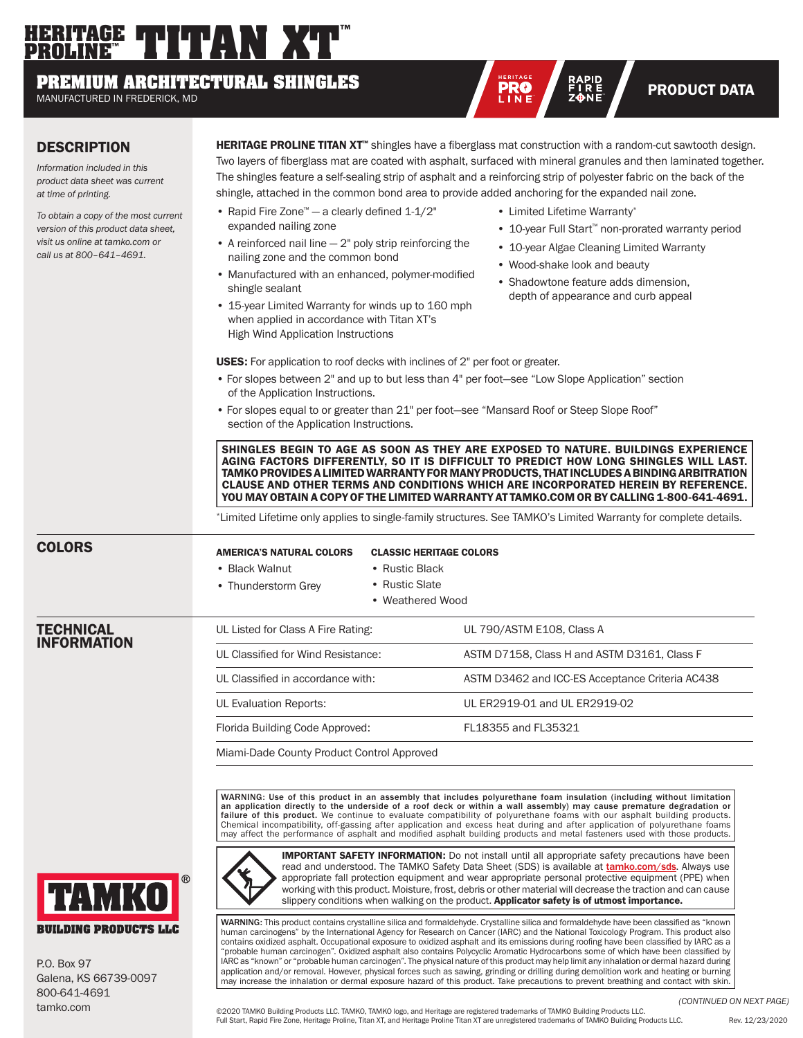# HERITAGE PROLINE™ TITAN XT™

## PREMIUM ARCHITECTURAL SHINGLES

MANUFACTURED IN FREDERICK, MD

HERITAGE PRO LINE · RAPID FIRE ZONE™

**PRODUCT DATA**

## DESCRIPTION

*Information included in this product data sheet was current at time of printing.*

*To obtain a copy of the most current version of this product data sheet, visit us online at tamko.com or call us at 800–641–4691.*

**HERITAGE PROLINE TITAN XT™** shingles have a fiberglass mat construction with a random-cut sawtooth design. Two layers of fiberglass mat are coated with asphalt, surfaced with mineral granules and then laminated together. The shingles feature a self-sealing strip of asphalt and a reinforcing strip of polyester fabric on the back of the shingle, attached in the common bond area to provide added anchoring for the expanded nail zone.

- Rapid Fire Zone™ – a clearly defined 1-1/2" expanded nailing zone
- A reinforced nail line – 2" poly strip reinforcing the nailing zone and the common bond
- Manufactured with an enhanced, polymer-modified shingle sealant
- 15-year Limited Warranty for winds up to 160 mph when applied in accordance with Titan XT's High Wind Application Instructions
- Limited Lifetime Warranty*
- 10-year Full Start™ non-prorated warranty period
- 10-year Algae Cleaning Limited Warranty
- Wood-shake look and beauty
- Shadowtone feature adds dimension, depth of appearance and curb appeal

**USES:** For application to roof decks with inclines of 2" per foot or greater.

- For slopes between 2" and up to but less than 4" per foot—see "Low Slope Application" section of the Application Instructions.
- For slopes equal to or greater than 21" per foot—see "Mansard Roof or Steep Slope Roof" section of the Application Instructions.

**SHINGLES BEGIN TO AGE AS SOON AS THEY ARE EXPOSED TO NATURE. BUILDINGS EXPERIENCE AGING FACTORS DIFFERENTLY, SO IT IS DIFFICULT TO PREDICT HOW LONG SHINGLES WILL LAST. TAMKO PROVIDES A LIMITED WARRANTY FOR MANY PRODUCTS, THAT INCLUDES A BINDING ARBITRATION CLAUSE AND OTHER TERMS AND CONDITIONS WHICH ARE INCORPORATED HEREIN BY REFERENCE. YOU MAY OBTAIN A COPY OF THE LIMITED WARRANTY AT TAMKO.COM OR BY CALLING 1-800-641-4691.**

*Limited Lifetime only applies to single-family structures. See TAMKO's Limited Warranty for complete details.

## COLORS

**AMERICA'S NATURAL COLORS**

- Black Walnut
- Thunderstorm Grey

**CLASSIC HERITAGE COLORS**

- Rustic Black
- Rustic Slate
- Weathered Wood

## TECHNICAL INFORMATION

| | |
|---|---|
| UL Listed for Class A Fire Rating: | UL 790/ASTM E108, Class A |
| UL Classified for Wind Resistance: | ASTM D7158, Class H and ASTM D3161, Class F |
| UL Classified in accordance with: | ASTM D3462 and ICC-ES Acceptance Criteria AC438 |
| UL Evaluation Reports: | UL ER2919-01 and UL ER2919-02 |
| Florida Building Code Approved: | FL18355 and FL35321 |
| Miami-Dade County Product Control Approved | |

WARNING: Use of this product in an assembly that includes polyurethane foam insulation (including without limitation an application directly to the underside of a roof deck or within a wall assembly) **may cause premature degradation or failure of this product.** We continue to evaluate compatibility of polyurethane foams with our asphalt building products. Chemical incompatibility, off-gassing after application and excess heat during and after application of polyurethane foams may affect the performance of asphalt and modified asphalt building products and metal fasteners used with those products.

**IMPORTANT SAFETY INFORMATION:** Do not install until all appropriate safety precautions have been read and understood. The TAMKO Safety Data Sheet (SDS) is available at tamko.com/sds. Always use appropriate fall protection equipment and wear appropriate personal protective equipment (PPE) when working with this product. Moisture, frost, debris or other material will decrease the traction and can cause slippery conditions when walking on the product. **Applicator safety is of utmost importance.**

**WARNING:** This product contains crystalline silica and formaldehyde. Crystalline silica and formaldehyde have been classified as "known human carcinogens" by the International Agency for Research on Cancer (IARC) and the National Toxicology Program. This product also contains oxidized asphalt. Occupational exposure to oxidized asphalt and its emissions during roofing have been classified by IARC as a "probable human carcinogen". Oxidized asphalt also contains Polycyclic Aromatic Hydrocarbons some of which have been classified by IARC as "known" or "probable human carcinogen". The physical nature of this product may help limit any inhalation or dermal hazard during application and/or removal. However, physical forces such as sawing, grinding or drilling during demolition work and heating or burning may increase the inhalation or dermal exposure hazard of this product. Take precautions to prevent breathing and contact with skin.

TAMKO® BUILDING PRODUCTS LLC

P.O. Box 97
Galena, KS 66739-0097
800-641-4691
tamko.com

*(CONTINUED ON NEXT PAGE)*

©2020 TAMKO Building Products LLC. TAMKO, TAMKO logo, and Heritage are registered trademarks of TAMKO Building Products LLC.
Full Start, Rapid Fire Zone, Heritage Proline, Titan XT, and Heritage Proline Titan XT are unregistered trademarks of TAMKO Building Products LLC.

Rev. 12/23/2020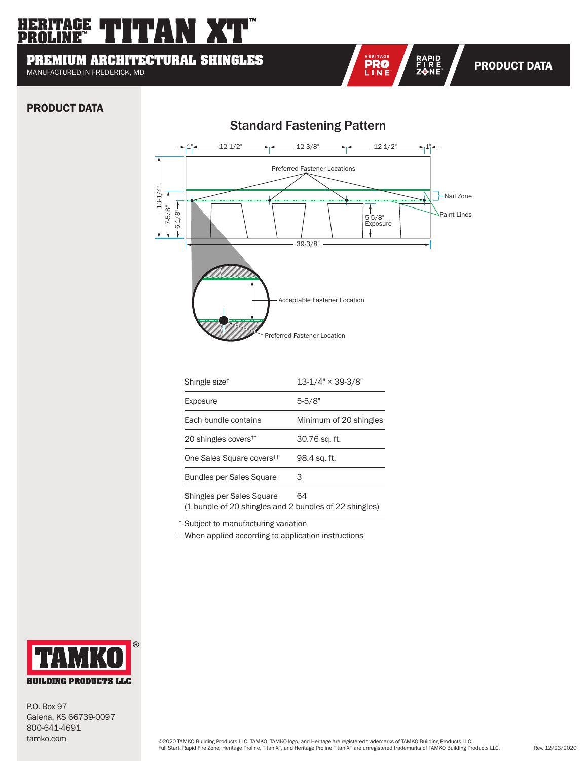# HERITAGE PROLINE™ TITAN XT™

## PREMIUM ARCHITECTURAL SHINGLES

MANUFACTURED IN FREDERICK, MD

HERITAGE PRO LINE | RAPID FIRE ZONE | PRODUCT DATA

## PRODUCT DATA

### Standard Fastening Pattern

1"
12-1/2"
12-3/8"
12-1/2"
1"
Preferred Fastener Locations
Nail Zone
Paint Lines
13-1/4"
7-5/8"
6-1/8"
5-5/8" Exposure
39-3/8"
Acceptable Fastener Location
Preferred Fastener Location

| | |
|---|---|
| Shingle size† | 13-1/4" × 39-3/8" |
| Exposure | 5-5/8" |
| Each bundle contains | Minimum of 20 shingles |
| 20 shingles covers†† | 30.76 sq. ft. |
| One Sales Square covers†† | 98.4 sq. ft. |
| Bundles per Sales Square | 3 |
| Shingles per Sales Square (1 bundle of 20 shingles and 2 bundles of 22 shingles) | 64 |

† Subject to manufacturing variation

†† When applied according to application instructions

TAMKO® BUILDING PRODUCTS LLC

P.O. Box 97
Galena, KS 66739-0097
800-641-4691
tamko.com

©2020 TAMKO Building Products LLC. TAMKO, TAMKO logo, and Heritage are registered trademarks of TAMKO Building Products LLC.
Full Start, Rapid Fire Zone, Heritage Proline, Titan XT, and Heritage Proline Titan XT are unregistered trademarks of TAMKO Building Products LLC.

Rev. 12/23/2020